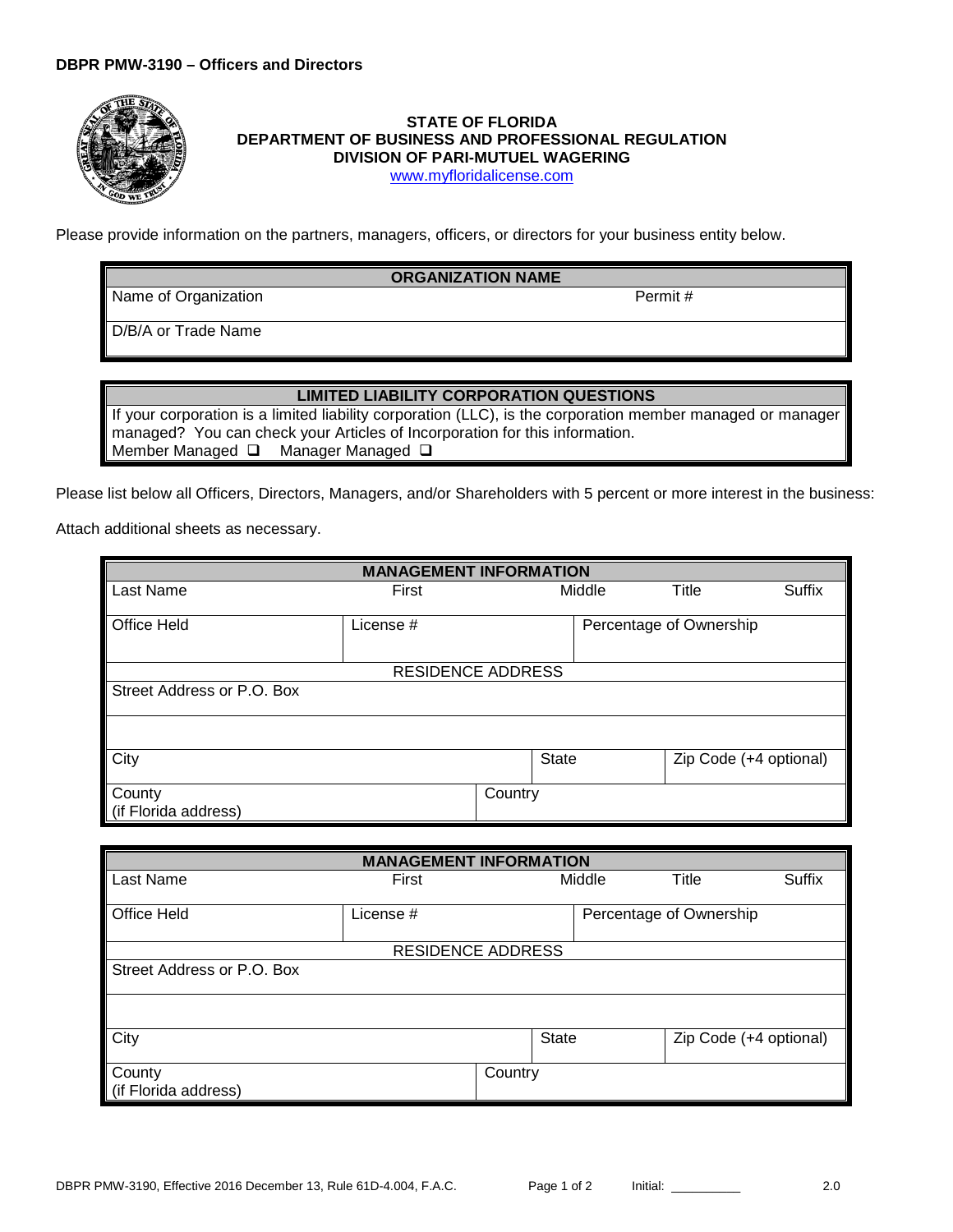**DBPR PMW-3190 – Officers and Directors**

**STATE OF FLORIDA**
**DEPARTMENT OF BUSINESS AND PROFESSIONAL REGULATION**
**DIVISION OF PARI-MUTUEL WAGERING**
www.myfloridalicense.com

Please provide information on the partners, managers, officers, or directors for your business entity below.

| **ORGANIZATION NAME** | |
|---|---|
| Name of Organization | Permit # |
| D/B/A or Trade Name | |

| **LIMITED LIABILITY CORPORATION QUESTIONS** |
|---|
| If your corporation is a limited liability corporation (LLC), is the corporation member managed or manager managed? You can check your Articles of Incorporation for this information. |
| Member Managed ❑ Manager Managed ❑ |

Please list below all Officers, Directors, Managers, and/or Shareholders with 5 percent or more interest in the business:

Attach additional sheets as necessary.

| **MANAGEMENT INFORMATION** | | | | |
|---|---|---|---|---|
| Last Name | First | Middle | Title | Suffix |
| Office Held | License # | Percentage of Ownership | | |
| RESIDENCE ADDRESS | | | | |
| Street Address or P.O. Box | | | | |
| | | | | |
| City | | State | Zip Code (+4 optional) | |
| County (if Florida address) | Country | | | |

| **MANAGEMENT INFORMATION** | | | | |
|---|---|---|---|---|
| Last Name | First | Middle | Title | Suffix |
| Office Held | License # | Percentage of Ownership | | |
| RESIDENCE ADDRESS | | | | |
| Street Address or P.O. Box | | | | |
| | | | | |
| City | | State | Zip Code (+4 optional) | |
| County (if Florida address) | Country | | | |

DBPR PMW-3190, Effective 2016 December 13, Rule 61D-4.004, F.A.C. Initial: __________ 2.0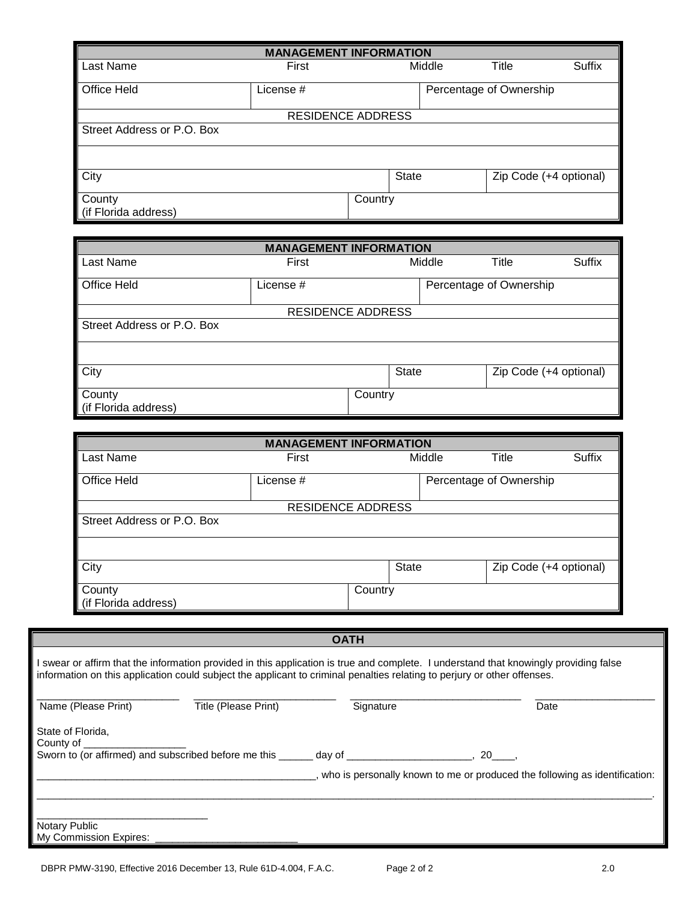### MANAGEMENT INFORMATION

| | | | | |
|---|---|---|---|---|
| Last Name | First | Middle | Title | Suffix |
| Office Held | License # | Percentage of Ownership | | |

**RESIDENCE ADDRESS**

| | | |
|---|---|---|
| Street Address or P.O. Box | | |
| | | |
| City | State | Zip Code (+4 optional) |
| County (if Florida address) | Country | |

### MANAGEMENT INFORMATION

| | | | | |
|---|---|---|---|---|
| Last Name | First | Middle | Title | Suffix |
| Office Held | License # | Percentage of Ownership | | |

**RESIDENCE ADDRESS**

| | | |
|---|---|---|
| Street Address or P.O. Box | | |
| | | |
| City | State | Zip Code (+4 optional) |
| County (if Florida address) | Country | |

### MANAGEMENT INFORMATION

| | | | | |
|---|---|---|---|---|
| Last Name | First | Middle | Title | Suffix |
| Office Held | License # | Percentage of Ownership | | |

**RESIDENCE ADDRESS**

| | | |
|---|---|---|
| Street Address or P.O. Box | | |
| | | |
| City | State | Zip Code (+4 optional) |
| County (if Florida address) | Country | |

### OATH

I swear or affirm that the information provided in this application is true and complete. I understand that knowingly providing false information on this application could subject the applicant to criminal penalties relating to perjury or other offenses.

_________________________ _________________________ ______________________________ _____________________
Name (Please Print) Title (Please Print) Signature Date

State of Florida,
County of __________________
Sworn to (or affirmed) and subscribed before me this ______ day of ______________________, 20____,

__________________________________________________, who is personally known to me or produced the following as identification:

_____________________________________________________________________________________________________________.

______________________________
Notary Public
My Commission Expires: _________________________

DBPR PMW-3190, Effective 2016 December 13, Rule 61D-4.004, F.A.C. 2.0